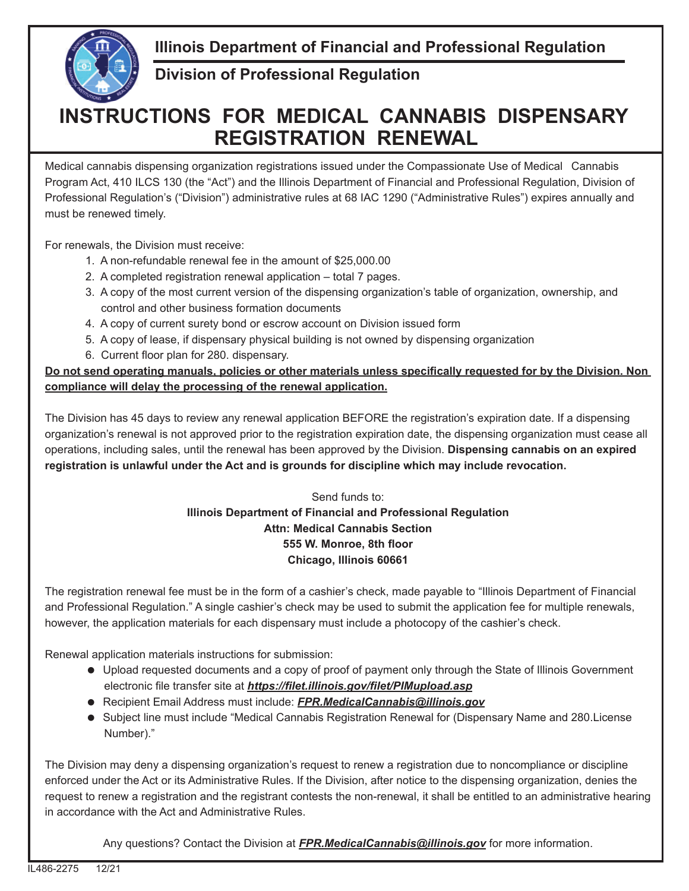## Illinois Department of Financial and Professional Regulation

## Division of Professional Regulation

# INSTRUCTIONS FOR MEDICAL CANNABIS DISPENSARY REGISTRATION RENEWAL

Medical cannabis dispensing organization registrations issued under the Compassionate Use of Medical Cannabis Program Act, 410 ILCS 130 (the "Act") and the Illinois Department of Financial and Professional Regulation, Division of Professional Regulation's ("Division") administrative rules at 68 IAC 1290 ("Administrative Rules") expires annually and must be renewed timely.

For renewals, the Division must receive:

1. A non-refundable renewal fee in the amount of $25,000.00
2. A completed registration renewal application – total 7 pages.
3. A copy of the most current version of the dispensing organization's table of organization, ownership, and control and other business formation documents
4. A copy of current surety bond or escrow account on Division issued form
5. A copy of lease, if dispensary physical building is not owned by dispensing organization
6. Current floor plan for 280. dispensary.

**<u>Do not send operating manuals, policies or other materials unless specifically requested for by the Division. Non compliance will delay the processing of the renewal application.</u>**

The Division has 45 days to review any renewal application BEFORE the registration's expiration date. If a dispensing organization's renewal is not approved prior to the registration expiration date, the dispensing organization must cease all operations, including sales, until the renewal has been approved by the Division. **Dispensing cannabis on an expired registration is unlawful under the Act and is grounds for discipline which may include revocation.**

Send funds to:
**Illinois Department of Financial and Professional Regulation**
**Attn: Medical Cannabis Section**
**555 W. Monroe, 8th floor**
**Chicago, Illinois 60661**

The registration renewal fee must be in the form of a cashier's check, made payable to "Illinois Department of Financial and Professional Regulation." A single cashier's check may be used to submit the application fee for multiple renewals, however, the application materials for each dispensary must include a photocopy of the cashier's check.

Renewal application materials instructions for submission:

- Upload requested documents and a copy of proof of payment only through the State of Illinois Government electronic file transfer site at ***<u>https://filet.illinois.gov/filet/PIMupload.asp</u>***
- Recipient Email Address must include: ***<u>FPR.MedicalCannabis@illinois.gov</u>***
- Subject line must include "Medical Cannabis Registration Renewal for (Dispensary Name and 280.License Number)."

The Division may deny a dispensing organization's request to renew a registration due to noncompliance or discipline enforced under the Act or its Administrative Rules. If the Division, after notice to the dispensing organization, denies the request to renew a registration and the registrant contests the non-renewal, it shall be entitled to an administrative hearing in accordance with the Act and Administrative Rules.

Any questions? Contact the Division at ***<u>FPR.MedicalCannabis@illinois.gov</u>*** for more information.

IL486-2275 12/21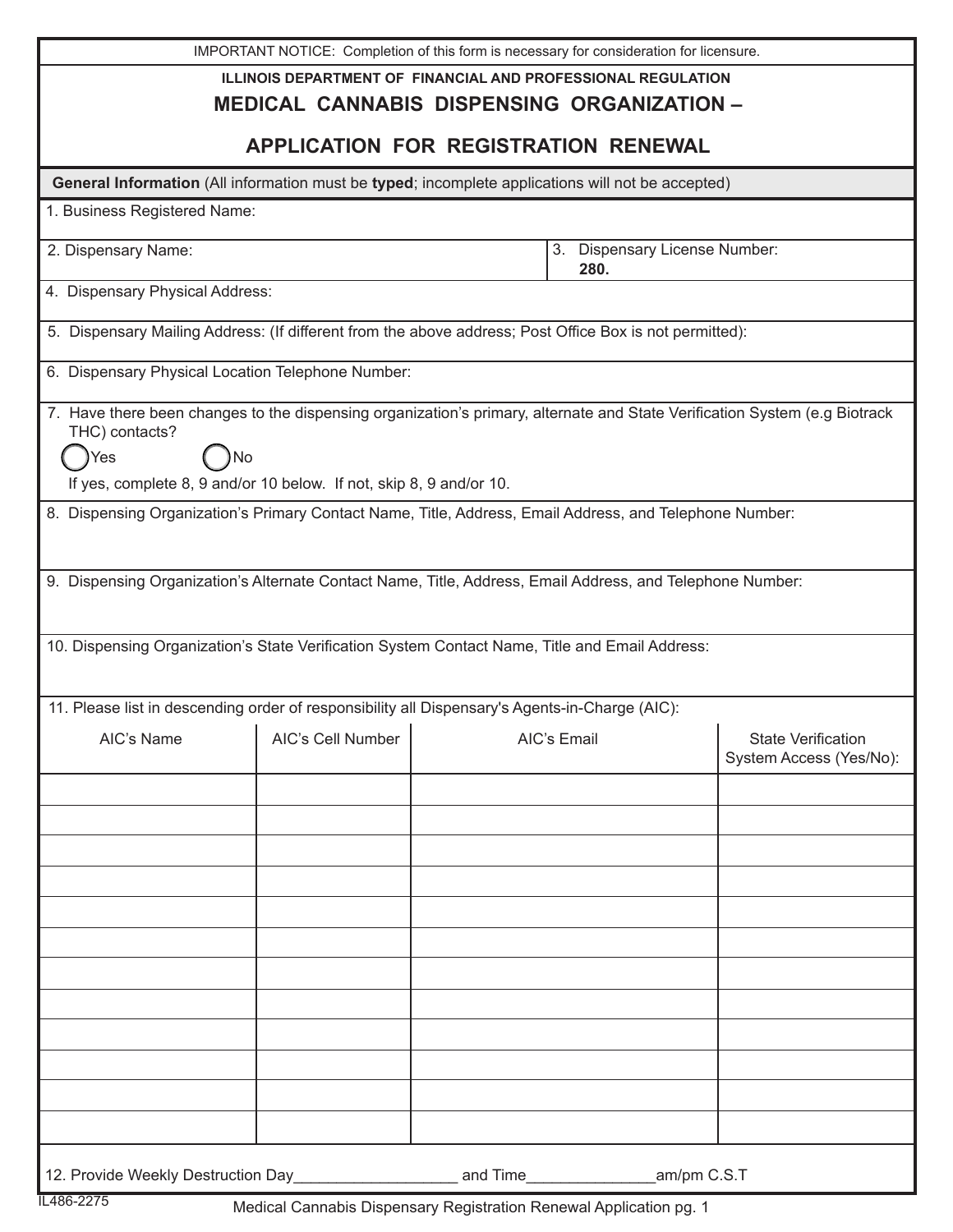IMPORTANT NOTICE: Completion of this form is necessary for consideration for licensure.

**ILLINOIS DEPARTMENT OF FINANCIAL AND PROFESSIONAL REGULATION**

# MEDICAL CANNABIS DISPENSING ORGANIZATION –

# APPLICATION FOR REGISTRATION RENEWAL

**General Information** (All information must be **typed**; incomplete applications will not be accepted)

1. Business Registered Name:

2. Dispensary Name:

3. Dispensary License Number: **280.**

4. Dispensary Physical Address:

5. Dispensary Mailing Address: (If different from the above address; Post Office Box is not permitted):

6. Dispensary Physical Location Telephone Number:

7. Have there been changes to the dispensing organization's primary, alternate and State Verification System (e.g Biotrack THC) contacts?

   ◯ Yes ◯ No

   If yes, complete 8, 9 and/or 10 below. If not, skip 8, 9 and/or 10.

8. Dispensing Organization's Primary Contact Name, Title, Address, Email Address, and Telephone Number:

9. Dispensing Organization's Alternate Contact Name, Title, Address, Email Address, and Telephone Number:

10. Dispensing Organization's State Verification System Contact Name, Title and Email Address:

11. Please list in descending order of responsibility all Dispensary's Agents-in-Charge (AIC):

| AIC's Name | AIC's Cell Number | AIC's Email | State Verification System Access (Yes/No): |
|---|---|---|---|
| | | | |
| | | | |
| | | | |
| | | | |
| | | | |
| | | | |
| | | | |
| | | | |
| | | | |
| | | | |
| | | | |
| | | | |

12. Provide Weekly Destruction Day___________________ and Time_______________am/pm C.S.T

IL486-2275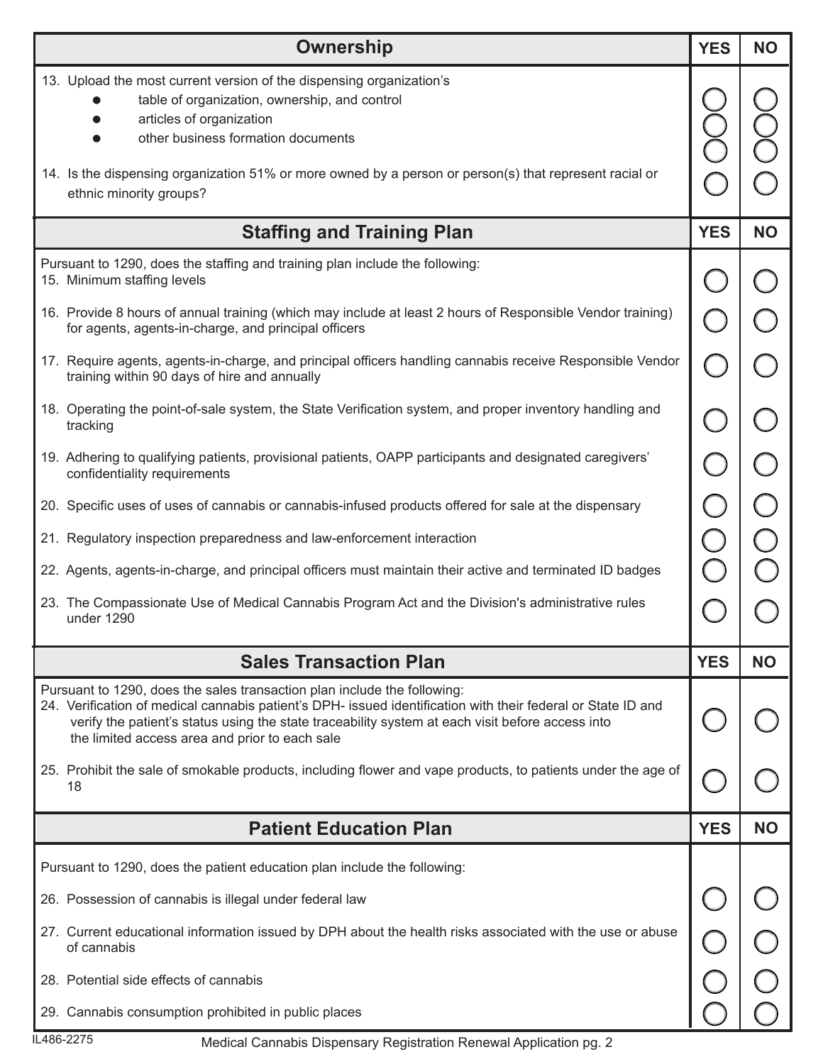| Ownership | YES | NO |
|---|---|---|
| 13. Upload the most current version of the dispensing organization's | | |
| • table of organization, ownership, and control | ◯ | ◯ |
| • articles of organization | ◯ | ◯ |
| • other business formation documents | ◯ | ◯ |
| 14. Is the dispensing organization 51% or more owned by a person or person(s) that represent racial or ethnic minority groups? | ◯ | ◯ |

| Staffing and Training Plan | YES | NO |
|---|---|---|
| Pursuant to 1290, does the staffing and training plan include the following: | | |
| 15. Minimum staffing levels | ◯ | ◯ |
| 16. Provide 8 hours of annual training (which may include at least 2 hours of Responsible Vendor training) for agents, agents-in-charge, and principal officers | ◯ | ◯ |
| 17. Require agents, agents-in-charge, and principal officers handling cannabis receive Responsible Vendor training within 90 days of hire and annually | ◯ | ◯ |
| 18. Operating the point-of-sale system, the State Verification system, and proper inventory handling and tracking | ◯ | ◯ |
| 19. Adhering to qualifying patients, provisional patients, OAPP participants and designated caregivers' confidentiality requirements | ◯ | ◯ |
| 20. Specific uses of uses of cannabis or cannabis-infused products offered for sale at the dispensary | ◯ | ◯ |
| 21. Regulatory inspection preparedness and law-enforcement interaction | ◯ | ◯ |
| 22. Agents, agents-in-charge, and principal officers must maintain their active and terminated ID badges | ◯ | ◯ |
| 23. The Compassionate Use of Medical Cannabis Program Act and the Division's administrative rules under 1290 | ◯ | ◯ |

| Sales Transaction Plan | YES | NO |
|---|---|---|
| Pursuant to 1290, does the sales transaction plan include the following: | | |
| 24. Verification of medical cannabis patient's DPH- issued identification with their federal or State ID and verify the patient's status using the state traceability system at each visit before access into the limited access area and prior to each sale | ◯ | ◯ |
| 25. Prohibit the sale of smokable products, including flower and vape products, to patients under the age of 18 | ◯ | ◯ |

| Patient Education Plan | YES | NO |
|---|---|---|
| Pursuant to 1290, does the patient education plan include the following: | | |
| 26. Possession of cannabis is illegal under federal law | ◯ | ◯ |
| 27. Current educational information issued by DPH about the health risks associated with the use or abuse of cannabis | ◯ | ◯ |
| 28. Potential side effects of cannabis | ◯ | ◯ |
| 29. Cannabis consumption prohibited in public places | ◯ | ◯ |

IL486-2275

Medical Cannabis Dispensary Registration Renewal Application pg. 2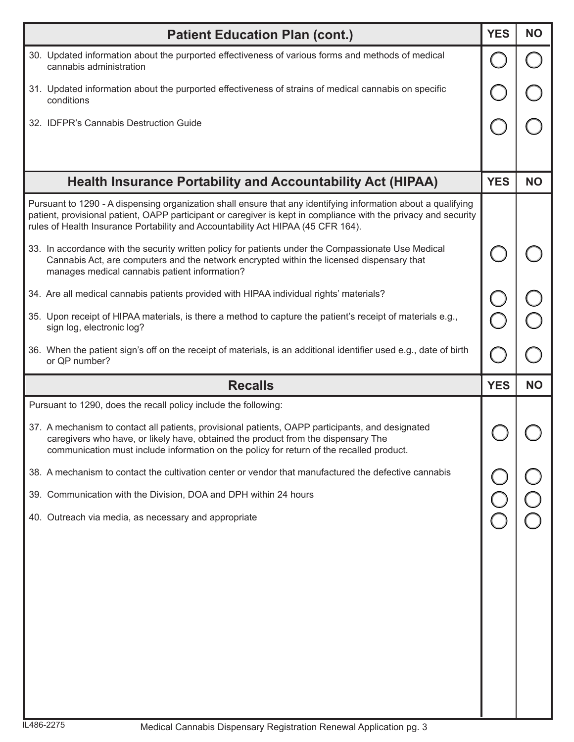| Patient Education Plan (cont.) | YES | NO |
| --- | --- | --- |
| 30. Updated information about the purported effectiveness of various forms and methods of medical cannabis administration | ◯ | ◯ |
| 31. Updated information about the purported effectiveness of strains of medical cannabis on specific conditions | ◯ | ◯ |
| 32. IDFPR's Cannabis Destruction Guide | ◯ | ◯ |

| Health Insurance Portability and Accountability Act (HIPAA) | YES | NO |
| --- | --- | --- |
| Pursuant to 1290 - A dispensing organization shall ensure that any identifying information about a qualifying patient, provisional patient, OAPP participant or caregiver is kept in compliance with the privacy and security rules of Health Insurance Portability and Accountability Act HIPAA (45 CFR 164). | | |
| 33. In accordance with the security written policy for patients under the Compassionate Use Medical Cannabis Act, are computers and the network encrypted within the licensed dispensary that manages medical cannabis patient information? | ◯ | ◯ |
| 34. Are all medical cannabis patients provided with HIPAA individual rights' materials? | ◯ | ◯ |
| 35. Upon receipt of HIPAA materials, is there a method to capture the patient's receipt of materials e.g., sign log, electronic log? | ◯ | ◯ |
| 36. When the patient sign's off on the receipt of materials, is an additional identifier used e.g., date of birth or QP number? | ◯ | ◯ |

| Recalls | YES | NO |
| --- | --- | --- |
| Pursuant to 1290, does the recall policy include the following: | | |
| 37. A mechanism to contact all patients, provisional patients, OAPP participants, and designated caregivers who have, or likely have, obtained the product from the dispensary The communication must include information on the policy for return of the recalled product. | ◯ | ◯ |
| 38. A mechanism to contact the cultivation center or vendor that manufactured the defective cannabis | ◯ | ◯ |
| 39. Communication with the Division, DOA and DPH within 24 hours | ◯ | ◯ |
| 40. Outreach via media, as necessary and appropriate | ◯ | ◯ |

IL486-2275

Medical Cannabis Dispensary Registration Renewal Application pg. 3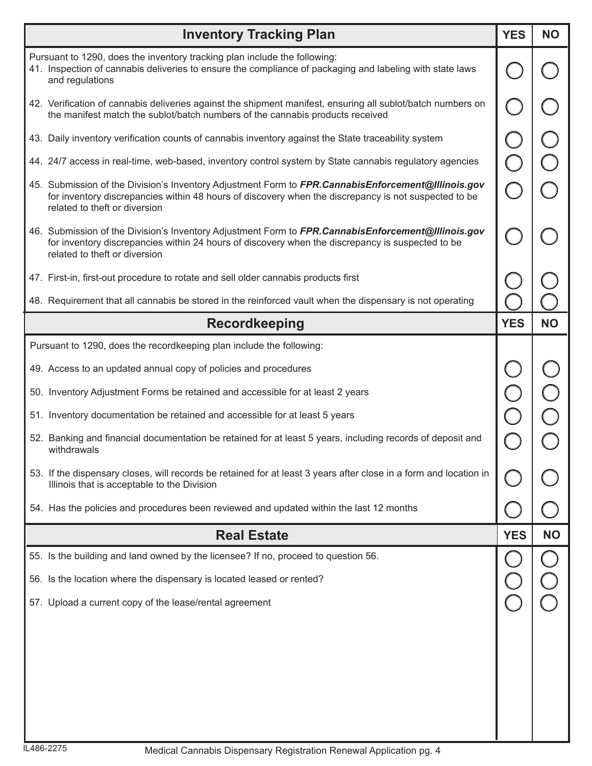| Inventory Tracking Plan | YES | NO |
|---|---|---|
| Pursuant to 1290, does the inventory tracking plan include the following: | | |
| 41. Inspection of cannabis deliveries to ensure the compliance of packaging and labeling with state laws and regulations | ◯ | ◯ |
| 42. Verification of cannabis deliveries against the shipment manifest, ensuring all sublot/batch numbers on the manifest match the sublot/batch numbers of the cannabis products received | ◯ | ◯ |
| 43. Daily inventory verification counts of cannabis inventory against the State traceability system | ◯ | ◯ |
| 44. 24/7 access in real-time, web-based, inventory control system by State cannabis regulatory agencies | ◯ | ◯ |
| 45. Submission of the Division's Inventory Adjustment Form to ***FPR.CannabisEnforcement@Illinois.gov*** for inventory discrepancies within 48 hours of discovery when the discrepancy is not suspected to be related to theft or diversion | ◯ | ◯ |
| 46. Submission of the Division's Inventory Adjustment Form to ***FPR.CannabisEnforcement@Illinois.gov*** for inventory discrepancies within 24 hours of discovery when the discrepancy is suspected to be related to theft or diversion | ◯ | ◯ |
| 47. First-in, first-out procedure to rotate and sell older cannabis products first | ◯ | ◯ |
| 48. Requirement that all cannabis be stored in the reinforced vault when the dispensary is not operating | ◯ | ◯ |

| Recordkeeping | YES | NO |
|---|---|---|
| Pursuant to 1290, does the recordkeeping plan include the following: | | |
| 49. Access to an updated annual copy of policies and procedures | ◯ | ◯ |
| 50. Inventory Adjustment Forms be retained and accessible for at least 2 years | ◯ | ◯ |
| 51. Inventory documentation be retained and accessible for at least 5 years | ◯ | ◯ |
| 52. Banking and financial documentation be retained for at least 5 years, including records of deposit and withdrawals | ◯ | ◯ |
| 53. If the dispensary closes, will records be retained for at least 3 years after close in a form and location in Illinois that is acceptable to the Division | ◯ | ◯ |
| 54. Has the policies and procedures been reviewed and updated within the last 12 months | ◯ | ◯ |

| Real Estate | YES | NO |
|---|---|---|
| 55. Is the building and land owned by the licensee? If no, proceed to question 56. | ◯ | ◯ |
| 56. Is the location where the dispensary is located leased or rented? | ◯ | ◯ |
| 57. Upload a current copy of the lease/rental agreement | ◯ | ◯ |

IL486-2275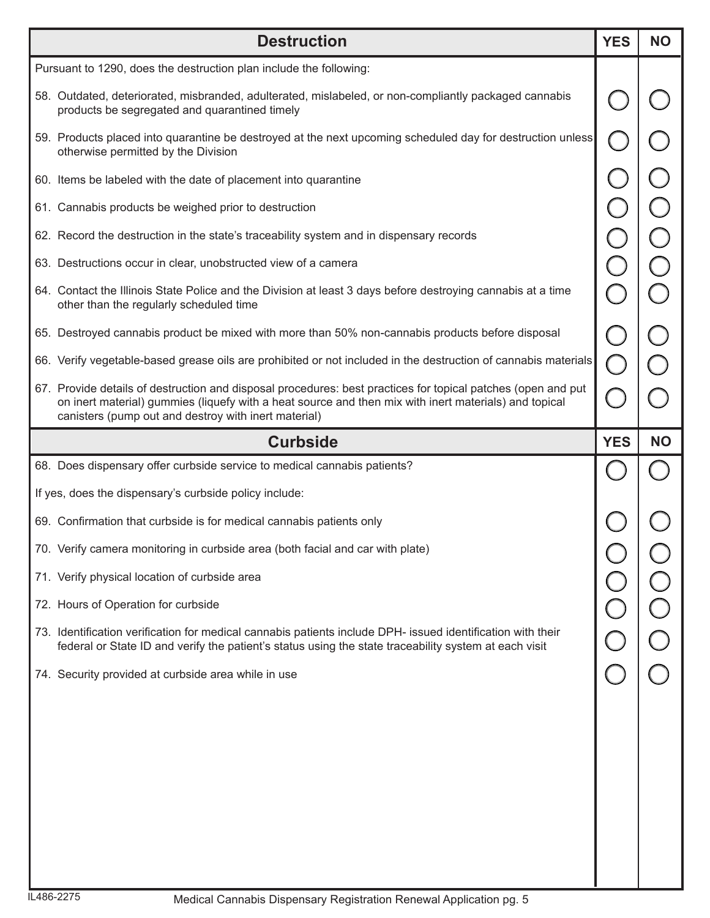| Destruction | YES | NO |
|---|---|---|
| Pursuant to 1290, does the destruction plan include the following: | | |
| 58. Outdated, deteriorated, misbranded, adulterated, mislabeled, or non-compliantly packaged cannabis products be segregated and quarantined timely | ◯ | ◯ |
| 59. Products placed into quarantine be destroyed at the next upcoming scheduled day for destruction unless otherwise permitted by the Division | ◯ | ◯ |
| 60. Items be labeled with the date of placement into quarantine | ◯ | ◯ |
| 61. Cannabis products be weighed prior to destruction | ◯ | ◯ |
| 62. Record the destruction in the state's traceability system and in dispensary records | ◯ | ◯ |
| 63. Destructions occur in clear, unobstructed view of a camera | ◯ | ◯ |
| 64. Contact the Illinois State Police and the Division at least 3 days before destroying cannabis at a time other than the regularly scheduled time | ◯ | ◯ |
| 65. Destroyed cannabis product be mixed with more than 50% non-cannabis products before disposal | ◯ | ◯ |
| 66. Verify vegetable-based grease oils are prohibited or not included in the destruction of cannabis materials | ◯ | ◯ |
| 67. Provide details of destruction and disposal procedures: best practices for topical patches (open and put on inert material) gummies (liquefy with a heat source and then mix with inert materials) and topical canisters (pump out and destroy with inert material) | ◯ | ◯ |

| Curbside | YES | NO |
|---|---|---|
| 68. Does dispensary offer curbside service to medical cannabis patients? | ◯ | ◯ |
| If yes, does the dispensary's curbside policy include: | | |
| 69. Confirmation that curbside is for medical cannabis patients only | ◯ | ◯ |
| 70. Verify camera monitoring in curbside area (both facial and car with plate) | ◯ | ◯ |
| 71. Verify physical location of curbside area | ◯ | ◯ |
| 72. Hours of Operation for curbside | ◯ | ◯ |
| 73. Identification verification for medical cannabis patients include DPH- issued identification with their federal or State ID and verify the patient's status using the state traceability system at each visit | ◯ | ◯ |
| 74. Security provided at curbside area while in use | ◯ | ◯ |

IL486-2275

Medical Cannabis Dispensary Registration Renewal Application pg. 5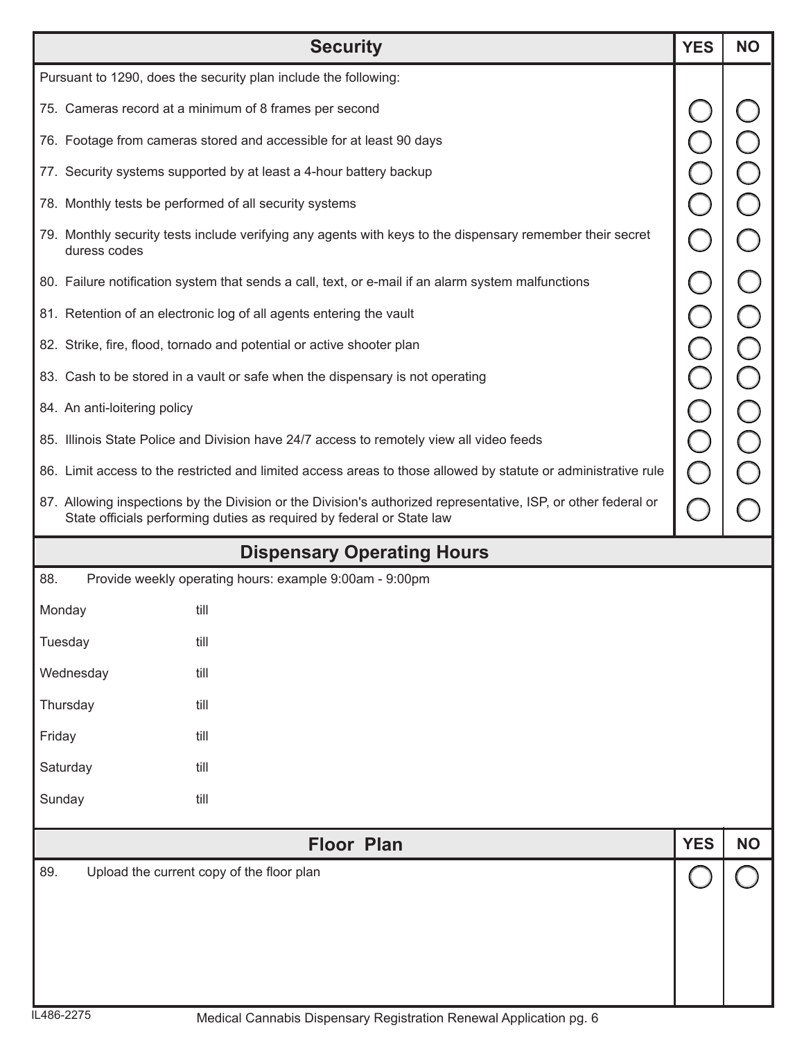| Security | YES | NO |
|---|---|---|
| Pursuant to 1290, does the security plan include the following: | | |
| 75. Cameras record at a minimum of 8 frames per second | ◯ | ◯ |
| 76. Footage from cameras stored and accessible for at least 90 days | ◯ | ◯ |
| 77. Security systems supported by at least a 4-hour battery backup | ◯ | ◯ |
| 78. Monthly tests be performed of all security systems | ◯ | ◯ |
| 79. Monthly security tests include verifying any agents with keys to the dispensary remember their secret duress codes | ◯ | ◯ |
| 80. Failure notification system that sends a call, text, or e-mail if an alarm system malfunctions | ◯ | ◯ |
| 81. Retention of an electronic log of all agents entering the vault | ◯ | ◯ |
| 82. Strike, fire, flood, tornado and potential or active shooter plan | ◯ | ◯ |
| 83. Cash to be stored in a vault or safe when the dispensary is not operating | ◯ | ◯ |
| 84. An anti-loitering policy | ◯ | ◯ |
| 85. Illinois State Police and Division have 24/7 access to remotely view all video feeds | ◯ | ◯ |
| 86. Limit access to the restricted and limited access areas to those allowed by statute or administrative rule | ◯ | ◯ |
| 87. Allowing inspections by the Division or the Division's authorized representative, ISP, or other federal or State officials performing duties as required by federal or State law | ◯ | ◯ |

## Dispensary Operating Hours

88. Provide weekly operating hours: example 9:00am - 9:00pm

| Day | | |
|---|---|---|
| Monday | till | |
| Tuesday | till | |
| Wednesday | till | |
| Thursday | till | |
| Friday | till | |
| Saturday | till | |
| Sunday | till | |

| Floor Plan | YES | NO |
|---|---|---|
| 89. Upload the current copy of the floor plan | ◯ | ◯ |

IL486-2275

Medical Cannabis Dispensary Registration Renewal Application pg. 6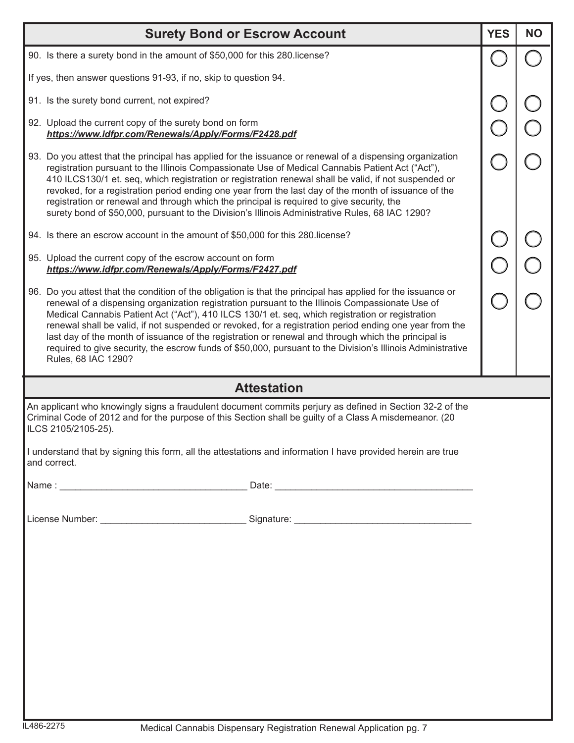| Surety Bond or Escrow Account | YES | NO |
| --- | --- | --- |
| 90. Is there a surety bond in the amount of $50,000 for this 280.license? | ◯ | ◯ |
| If yes, then answer questions 91-93, if no, skip to question 94. | | |
| 91. Is the surety bond current, not expired? | ◯ | ◯ |
| 92. Upload the current copy of the surety bond on form ***https://www.idfpr.com/Renewals/Apply/Forms/F2428.pdf*** | ◯ | ◯ |
| 93. Do you attest that the principal has applied for the issuance or renewal of a dispensing organization registration pursuant to the Illinois Compassionate Use of Medical Cannabis Patient Act ("Act"), 410 ILCS130/1 et. seq, which registration or registration renewal shall be valid, if not suspended or revoked, for a registration period ending one year from the last day of the month of issuance of the registration or renewal and through which the principal is required to give security, the surety bond of $50,000, pursuant to the Division's Illinois Administrative Rules, 68 IAC 1290? | ◯ | ◯ |
| 94. Is there an escrow account in the amount of $50,000 for this 280.license? | ◯ | ◯ |
| 95. Upload the current copy of the escrow account on form ***https://www.idfpr.com/Renewals/Apply/Forms/F2427.pdf*** | ◯ | ◯ |
| 96. Do you attest that the condition of the obligation is that the principal has applied for the issuance or renewal of a dispensing organization registration pursuant to the Illinois Compassionate Use of Medical Cannabis Patient Act ("Act"), 410 ILCS 130/1 et. seq, which registration or registration renewal shall be valid, if not suspended or revoked, for a registration period ending one year from the last day of the month of issuance of the registration or renewal and through which the principal is required to give security, the escrow funds of $50,000, pursuant to the Division's Illinois Administrative Rules, 68 IAC 1290? | ◯ | ◯ |

## Attestation

An applicant who knowingly signs a fraudulent document commits perjury as defined in Section 32-2 of the Criminal Code of 2012 and for the purpose of this Section shall be guilty of a Class A misdemeanor. (20 ILCS 2105/2105-25).

I understand that by signing this form, all the attestations and information I have provided herein are true and correct.

Name : ___________________________________ Date: _____________________________________

License Number: ___________________________ Signature: _________________________________

IL486-2275